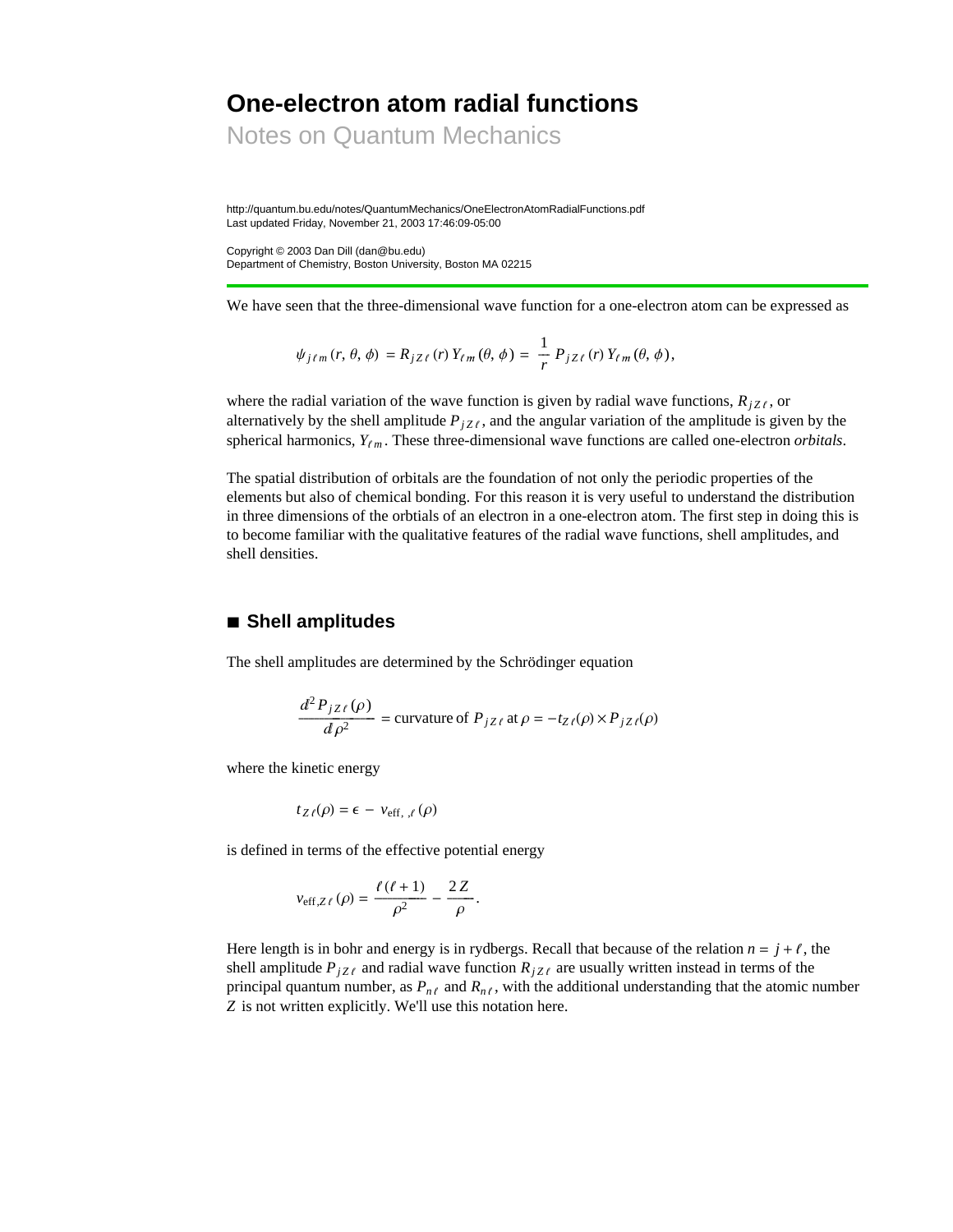# One-electron atom radial functions

Notes on Quantum Mechanics

http://quantum.bu.edu/notes/QuantumMechanics/OneElectronAtomRadialFunctions.pdf
Last updated Friday, November 21, 2003 17:46:09-05:00

Copyright © 2003 Dan Dill (dan@bu.edu)
Department of Chemistry, Boston University, Boston MA 02215

---

We have seen that the three-dimensional wave function for a one-electron atom can be expressed as

$$\psi_{j\ell m}(r, \theta, \phi) = R_{jZ\ell}(r)\, Y_{\ell m}(\theta, \phi) = \frac{1}{r}\, P_{jZ\ell}(r)\, Y_{\ell m}(\theta, \phi),$$

where the radial variation of the wave function is given by radial wave functions, $R_{jZ\ell}$, or alternatively by the shell amplitude $P_{jZ\ell}$, and the angular variation of the amplitude is given by the spherical harmonics, $Y_{\ell m}$. These three-dimensional wave functions are called one-electron *orbitals*.

The spatial distribution of orbitals are the foundation of not only the periodic properties of the elements but also of chemical bonding. For this reason it is very useful to understand the distribution in three dimensions of the orbtials of an electron in a one-electron atom. The first step in doing this is to become familiar with the qualitative features of the radial wave functions, shell amplitudes, and shell densities.

## ■ Shell amplitudes

The shell amplitudes are determined by the Schrödinger equation

$$\frac{d^2 P_{jZ\ell}(\rho)}{d\rho^2} = \text{curvature of } P_{jZ\ell} \text{ at } \rho = -t_{Z\ell}(\rho) \times P_{jZ\ell}(\rho)$$

where the kinetic energy

$$t_{Z\ell}(\rho) = \epsilon - v_{\text{eff},\,,\ell}(\rho)$$

is defined in terms of the effective potential energy

$$v_{\text{eff},Z\ell}(\rho) = \frac{\ell(\ell+1)}{\rho^2} - \frac{2Z}{\rho}.$$

Here length is in bohr and energy is in rydbergs. Recall that because of the relation $n = j + \ell$, the shell amplitude $P_{jZ\ell}$ and radial wave function $R_{jZ\ell}$ are usually written instead in terms of the principal quantum number, as $P_{n\ell}$ and $R_{n\ell}$, with the additional understanding that the atomic number $Z$ is not written explicitly. We'll use this notation here.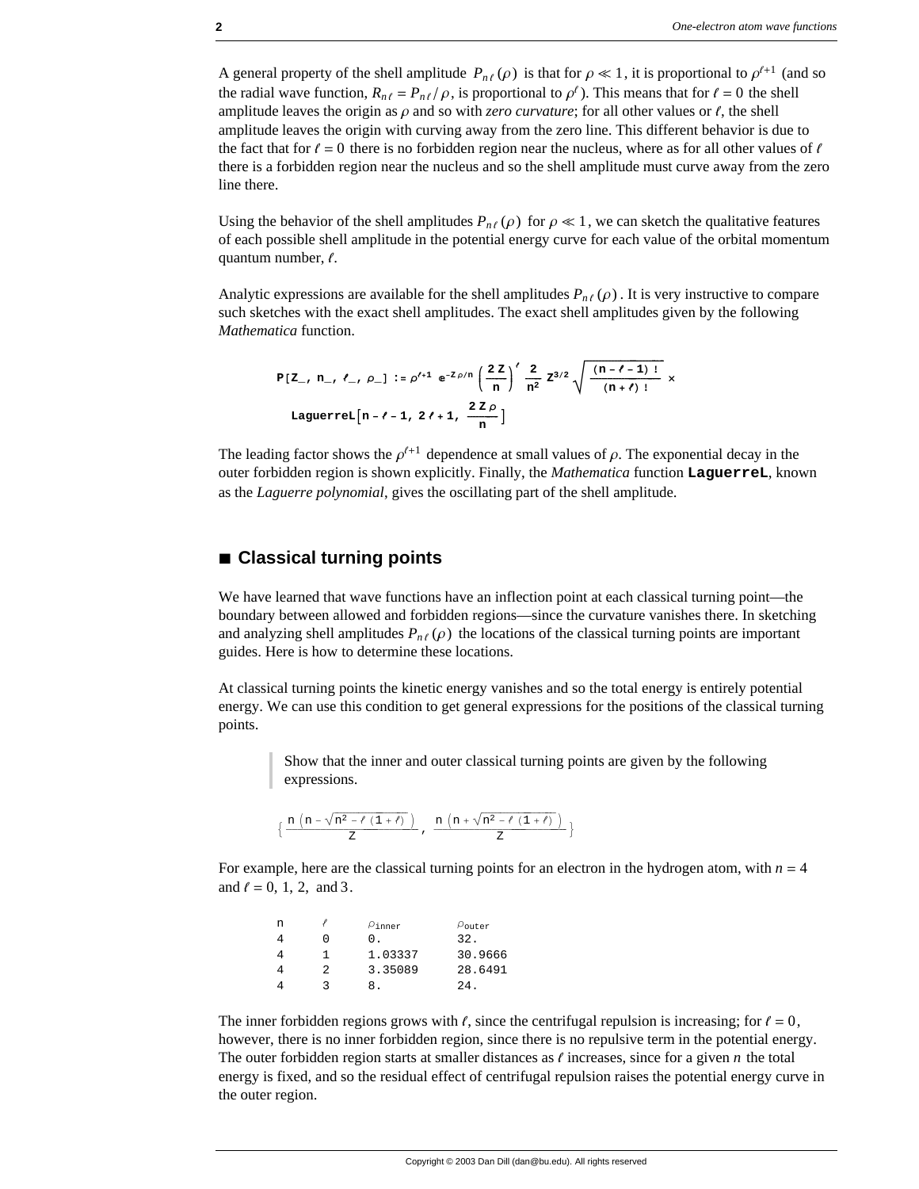A general property of the shell amplitude $P_{n\ell}(\rho)$ is that for $\rho \ll 1$, it is proportional to $\rho^{\ell+1}$ (and so the radial wave function, $R_{n\ell} = P_{n\ell}/\rho$, is proportional to $\rho^{\ell}$). This means that for $\ell = 0$ the shell amplitude leaves the origin as $\rho$ and so with *zero curvature*; for all other values or $\ell$, the shell amplitude leaves the origin with curving away from the zero line. This different behavior is due to the fact that for $\ell = 0$ there is no forbidden region near the nucleus, where as for all other values of $\ell$ there is a forbidden region near the nucleus and so the shell amplitude must curve away from the zero line there.

Using the behavior of the shell amplitudes $P_{n\ell}(\rho)$ for $\rho \ll 1$, we can sketch the qualitative features of each possible shell amplitude in the potential energy curve for each value of the orbital momentum quantum number, $\ell$.

Analytic expressions are available for the shell amplitudes $P_{n\ell}(\rho)$. It is very instructive to compare such sketches with the exact shell amplitudes. The exact shell amplitudes given by the following *Mathematica* function.

$$P[Z\_, n\_, \ell\_, \rho\_] := \rho^{\ell+1} e^{-Z\rho/n} \left(\frac{2Z}{n}\right)^{\ell} \frac{2}{n^2} Z^{3/2} \sqrt{\frac{(n-\ell-1)!}{(n+\ell)!}} \times \text{LaguerreL}\left[n-\ell-1, 2\ell+1, \frac{2Z\rho}{n}\right]$$

The leading factor shows the $\rho^{\ell+1}$ dependence at small values of $\rho$. The exponential decay in the outer forbidden region is shown explicitly. Finally, the *Mathematica* function **LaguerreL**, known as the *Laguerre polynomial*, gives the oscillating part of the shell amplitude.

## ■ Classical turning points

We have learned that wave functions have an inflection point at each classical turning point—the boundary between allowed and forbidden regions—since the curvature vanishes there. In sketching and analyzing shell amplitudes $P_{n\ell}(\rho)$ the locations of the classical turning points are important guides. Here is how to determine these locations.

At classical turning points the kinetic energy vanishes and so the total energy is entirely potential energy. We can use this condition to get general expressions for the positions of the classical turning points.

> Show that the inner and outer classical turning points are given by the following expressions.

$$\left\{\frac{n\left(n-\sqrt{n^2-\ell(1+\ell)}\right)}{Z}, \frac{n\left(n+\sqrt{n^2-\ell(1+\ell)}\right)}{Z}\right\}$$

For example, here are the classical turning points for an electron in the hydrogen atom, with $n = 4$ and $\ell = 0, 1, 2,$ and $3$.

| n | $\ell$ | $\rho_{\text{inner}}$ | $\rho_{\text{outer}}$ |
|---|---|---|---|
| 4 | 0 | 0. | 32. |
| 4 | 1 | 1.03337 | 30.9666 |
| 4 | 2 | 3.35089 | 28.6491 |
| 4 | 3 | 8. | 24. |

The inner forbidden regions grows with $\ell$, since the centrifugal repulsion is increasing; for $\ell = 0$, however, there is no inner forbidden region, since there is no repulsive term in the potential energy. The outer forbidden region starts at smaller distances as $\ell$ increases, since for a given $n$ the total energy is fixed, and so the residual effect of centrifugal repulsion raises the potential energy curve in the outer region.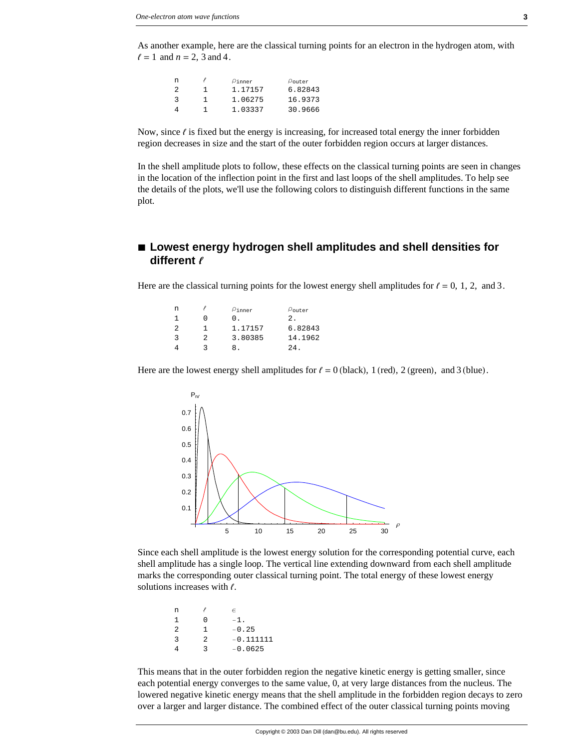As another example, here are the classical turning points for an electron in the hydrogen atom, with $\ell = 1$ and $n = 2$, 3 and 4.

| n | $\ell$ | $\rho_{inner}$ | $\rho_{outer}$ |
|---|---|---|---|
| 2 | 1 | 1.17157 | 6.82843 |
| 3 | 1 | 1.06275 | 16.9373 |
| 4 | 1 | 1.03337 | 30.9666 |

Now, since $\ell$ is fixed but the energy is increasing, for increased total energy the inner forbidden region decreases in size and the start of the outer forbidden region occurs at larger distances.

In the shell amplitude plots to follow, these effects on the classical turning points are seen in changes in the location of the inflection point in the first and last loops of the shell amplitudes. To help see the details of the plots, we'll use the following colors to distinguish different functions in the same plot.

## ■ Lowest energy hydrogen shell amplitudes and shell densities for different $\ell$

Here are the classical turning points for the lowest energy shell amplitudes for $\ell = 0$, 1, 2, and 3.

| n | $\ell$ | $\rho_{inner}$ | $\rho_{outer}$ |
|---|---|---|---|
| 1 | 0 | 0. | 2. |
| 2 | 1 | 1.17157 | 6.82843 |
| 3 | 2 | 3.80385 | 14.1962 |
| 4 | 3 | 8. | 24. |

Here are the lowest energy shell amplitudes for $\ell = 0$ (black), 1 (red), 2 (green), and 3 (blue).

Since each shell amplitude is the lowest energy solution for the corresponding potential curve, each shell amplitude has a single loop. The vertical line extending downward from each shell amplitude marks the corresponding outer classical turning point. The total energy of these lowest energy solutions increases with $\ell$.

| n | $\ell$ | $\epsilon$ |
|---|---|---|
| 1 | 0 | −1. |
| 2 | 1 | −0.25 |
| 3 | 2 | −0.111111 |
| 4 | 3 | −0.0625 |

This means that in the outer forbidden region the negative kinetic energy is getting smaller, since each potential energy converges to the same value, 0, at very large distances from the nucleus. The lowered negative kinetic energy means that the shell amplitude in the forbidden region decays to zero over a larger and larger distance. The combined effect of the outer classical turning points moving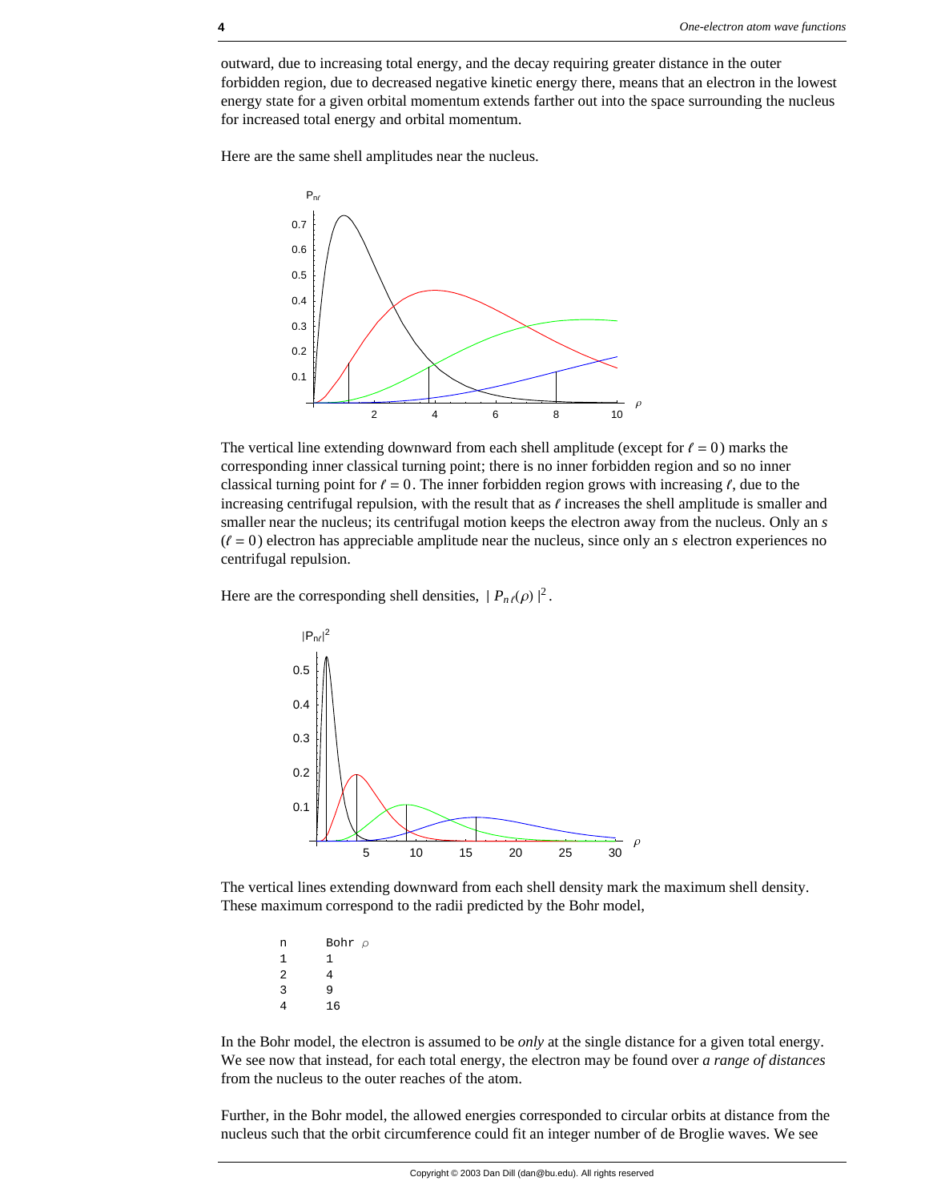outward, due to increasing total energy, and the decay requiring greater distance in the outer forbidden region, due to decreased negative kinetic energy there, means that an electron in the lowest energy state for a given orbital momentum extends farther out into the space surrounding the nucleus for increased total energy and orbital momentum.

Here are the same shell amplitudes near the nucleus.

The vertical line extending downward from each shell amplitude (except for $\ell = 0$) marks the corresponding inner classical turning point; there is no inner forbidden region and so no inner classical turning point for $\ell = 0$. The inner forbidden region grows with increasing $\ell$, due to the increasing centrifugal repulsion, with the result that as $\ell$ increases the shell amplitude is smaller and smaller near the nucleus; its centrifugal motion keeps the electron away from the nucleus. Only an *s* ($\ell = 0$) electron has appreciable amplitude near the nucleus, since only an *s* electron experiences no centrifugal repulsion.

Here are the corresponding shell densities, $|P_{n\ell}(\rho)|^2$.

The vertical lines extending downward from each shell density mark the maximum shell density. These maximum correspond to the radii predicted by the Bohr model,

| n | Bohr $\rho$ |
|---|---|
| 1 | 1 |
| 2 | 4 |
| 3 | 9 |
| 4 | 16 |

In the Bohr model, the electron is assumed to be *only* at the single distance for a given total energy. We see now that instead, for each total energy, the electron may be found over *a range of distances* from the nucleus to the outer reaches of the atom.

Further, in the Bohr model, the allowed energies corresponded to circular orbits at distance from the nucleus such that the orbit circumference could fit an integer number of de Broglie waves. We see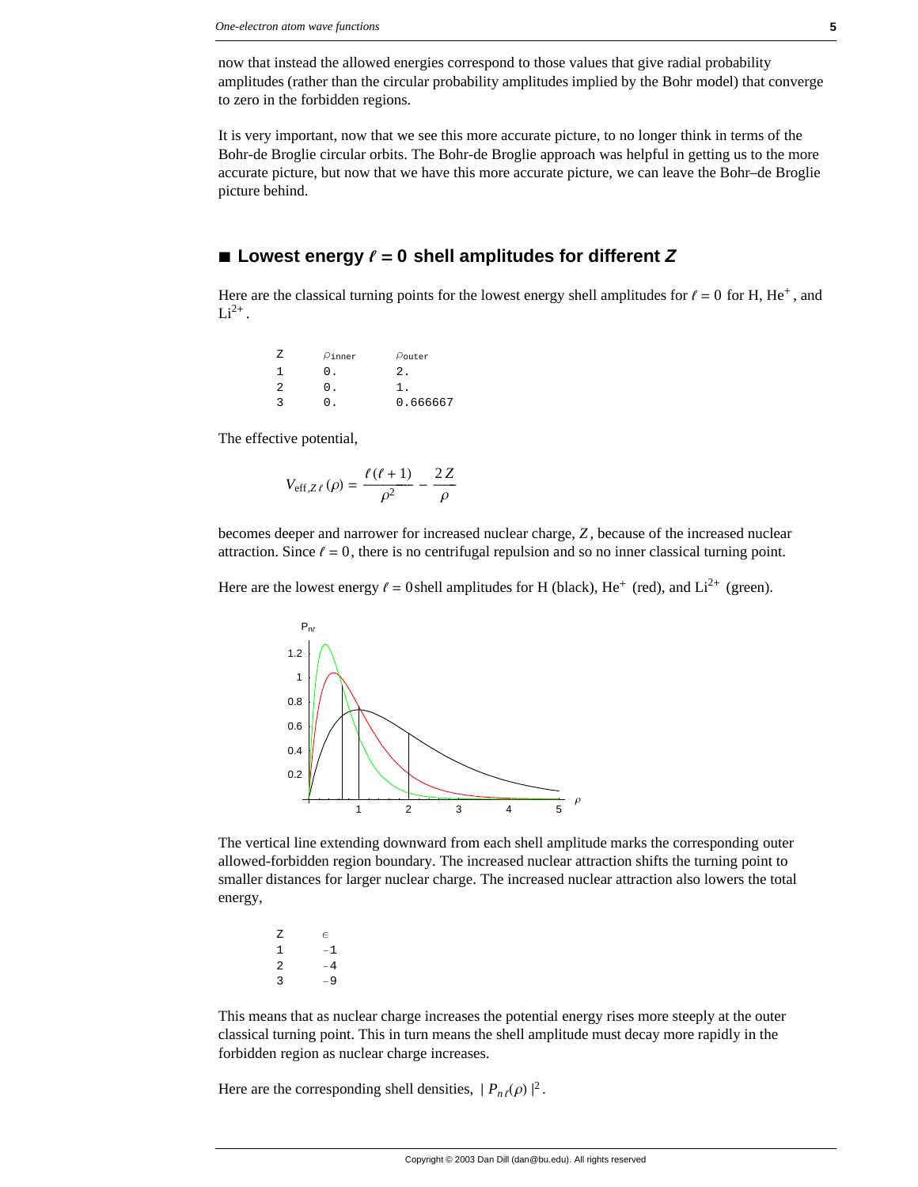now that instead the allowed energies correspond to those values that give radial probability amplitudes (rather than the circular probability amplitudes implied by the Bohr model) that converge to zero in the forbidden regions.

It is very important, now that we see this more accurate picture, to no longer think in terms of the Bohr-de Broglie circular orbits. The Bohr-de Broglie approach was helpful in getting us to the more accurate picture, but now that we have this more accurate picture, we can leave the Bohr–de Broglie picture behind.

## ■ Lowest energy $\ell = 0$ shell amplitudes for different $Z$

Here are the classical turning points for the lowest energy shell amplitudes for $\ell = 0$ for H, $He^+$, and $Li^{2+}$.

| Z | $\rho_{inner}$ | $\rho_{outer}$ |
|---|---|---|
| 1 | 0. | 2. |
| 2 | 0. | 1. |
| 3 | 0. | 0.666667 |

The effective potential,

$$V_{\text{eff},Z\,\ell}(\rho) = \frac{\ell(\ell+1)}{\rho^2} - \frac{2\,Z}{\rho}$$

becomes deeper and narrower for increased nuclear charge, $Z$, because of the increased nuclear attraction. Since $\ell = 0$, there is no centrifugal repulsion and so no inner classical turning point.

Here are the lowest energy $\ell = 0$ shell amplitudes for H (black), $He^+$ (red), and $Li^{2+}$ (green).

The vertical line extending downward from each shell amplitude marks the corresponding outer allowed-forbidden region boundary. The increased nuclear attraction shifts the turning point to smaller distances for larger nuclear charge. The increased nuclear attraction also lowers the total energy,

| Z | $\epsilon$ |
|---|---|
| 1 | −1 |
| 2 | −4 |
| 3 | −9 |

This means that as nuclear charge increases the potential energy rises more steeply at the outer classical turning point. This in turn means the shell amplitude must decay more rapidly in the forbidden region as nuclear charge increases.

Here are the corresponding shell densities, $|P_{n\ell}(\rho)|^2$.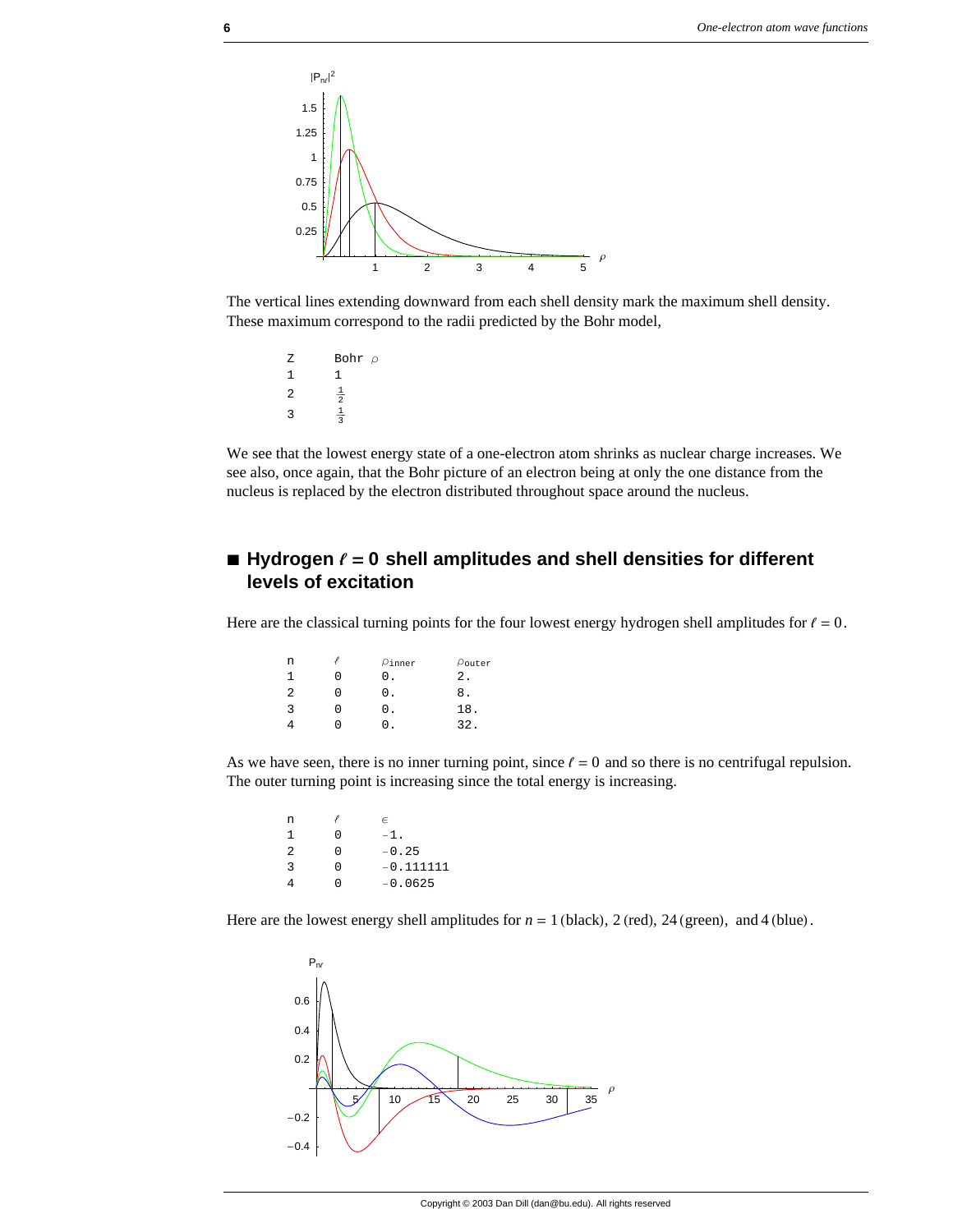The vertical lines extending downward from each shell density mark the maximum shell density. These maximum correspond to the radii predicted by the Bohr model,

| Z | Bohr $\rho$ |
|---|---|
| 1 | 1 |
| 2 | $\frac{1}{2}$ |
| 3 | $\frac{1}{3}$ |

We see that the lowest energy state of a one-electron atom shrinks as nuclear charge increases. We see also, once again, that the Bohr picture of an electron being at only the one distance from the nucleus is replaced by the electron distributed throughout space around the nucleus.

## Hydrogen $\ell = 0$ shell amplitudes and shell densities for different levels of excitation

Here are the classical turning points for the four lowest energy hydrogen shell amplitudes for $\ell = 0$.

| n | $\ell$ | $\rho_{\text{inner}}$ | $\rho_{\text{outer}}$ |
|---|---|---|---|
| 1 | 0 | 0. | 2. |
| 2 | 0 | 0. | 8. |
| 3 | 0 | 0. | 18. |
| 4 | 0 | 0. | 32. |

As we have seen, there is no inner turning point, since $\ell = 0$ and so there is no centrifugal repulsion. The outer turning point is increasing since the total energy is increasing.

| n | $\ell$ | $\epsilon$ |
|---|---|---|
| 1 | 0 | −1. |
| 2 | 0 | −0.25 |
| 3 | 0 | −0.111111 |
| 4 | 0 | −0.0625 |

Here are the lowest energy shell amplitudes for $n = 1$ (black), 2 (red), 24 (green), and 4 (blue).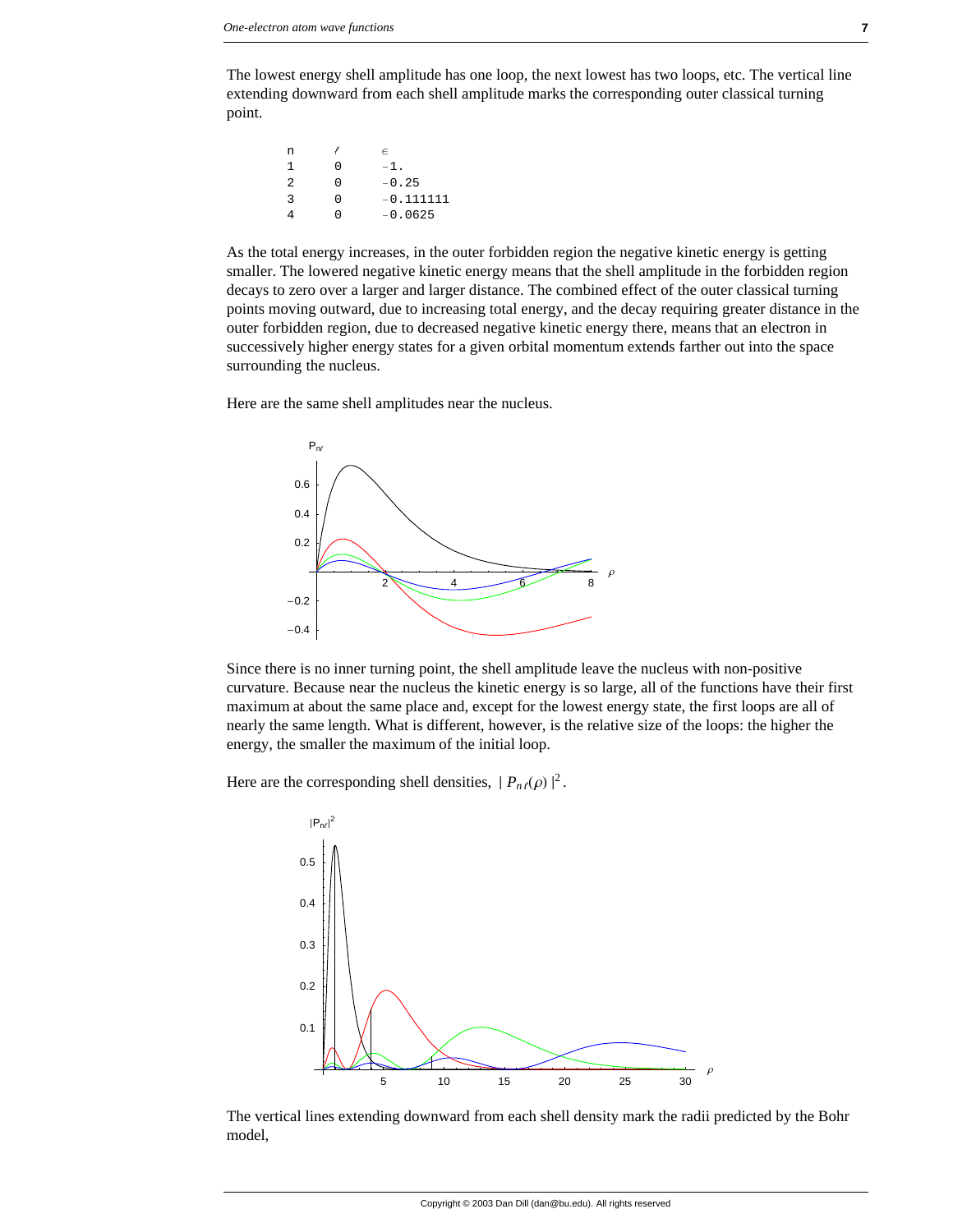The lowest energy shell amplitude has one loop, the next lowest has two loops, etc. The vertical line extending downward from each shell amplitude marks the corresponding outer classical turning point.

| n | ℓ | ∈ |
|---|---|---|
| 1 | 0 | −1. |
| 2 | 0 | −0.25 |
| 3 | 0 | −0.111111 |
| 4 | 0 | −0.0625 |

As the total energy increases, in the outer forbidden region the negative kinetic energy is getting smaller. The lowered negative kinetic energy means that the shell amplitude in the forbidden region decays to zero over a larger and larger distance. The combined effect of the outer classical turning points moving outward, due to increasing total energy, and the decay requiring greater distance in the outer forbidden region, due to decreased negative kinetic energy there, means that an electron in successively higher energy states for a given orbital momentum extends farther out into the space surrounding the nucleus.

Here are the same shell amplitudes near the nucleus.

Since there is no inner turning point, the shell amplitude leave the nucleus with non-positive curvature. Because near the nucleus the kinetic energy is so large, all of the functions have their first maximum at about the same place and, except for the lowest energy state, the first loops are all of nearly the same length. What is different, however, is the relative size of the loops: the higher the energy, the smaller the maximum of the initial loop.

Here are the corresponding shell densities, $|P_{n\ell}(\rho)|^2$.

The vertical lines extending downward from each shell density mark the radii predicted by the Bohr model,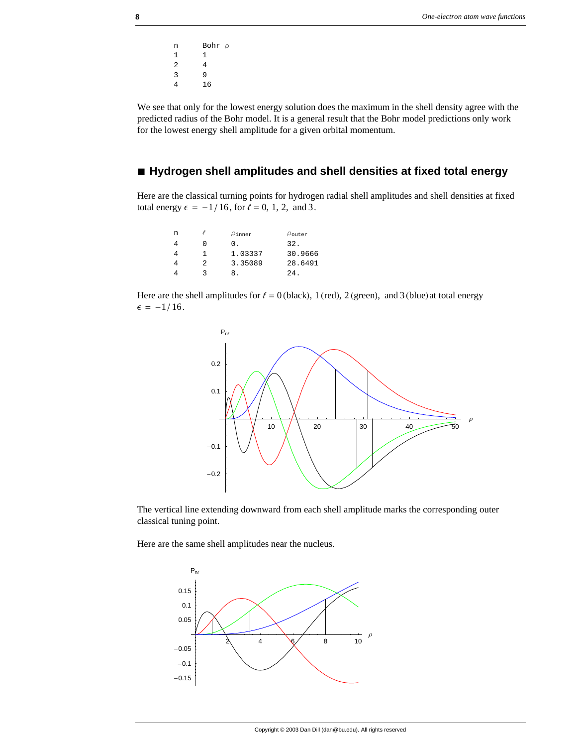| n | Bohr $\rho$ |
|---|---|
| 1 | 1 |
| 2 | 4 |
| 3 | 9 |
| 4 | 16 |

We see that only for the lowest energy solution does the maximum in the shell density agree with the predicted radius of the Bohr model. It is a general result that the Bohr model predictions only work for the lowest energy shell amplitude for a given orbital momentum.

## ■ Hydrogen shell amplitudes and shell densities at fixed total energy

Here are the classical turning points for hydrogen radial shell amplitudes and shell densities at fixed total energy $\epsilon = -1/16$, for $\ell = 0, 1, 2,$ and $3$.

| n | $\ell$ | $\rho_{\text{inner}}$ | $\rho_{\text{outer}}$ |
|---|---|---|---|
| 4 | 0 | 0. | 32. |
| 4 | 1 | 1.03337 | 30.9666 |
| 4 | 2 | 3.35089 | 28.6491 |
| 4 | 3 | 8. | 24. |

Here are the shell amplitudes for $\ell = 0$ (black), $1$ (red), $2$ (green), and $3$ (blue) at total energy $\epsilon = -1/16$.

The vertical line extending downward from each shell amplitude marks the corresponding outer classical tuning point.

Here are the same shell amplitudes near the nucleus.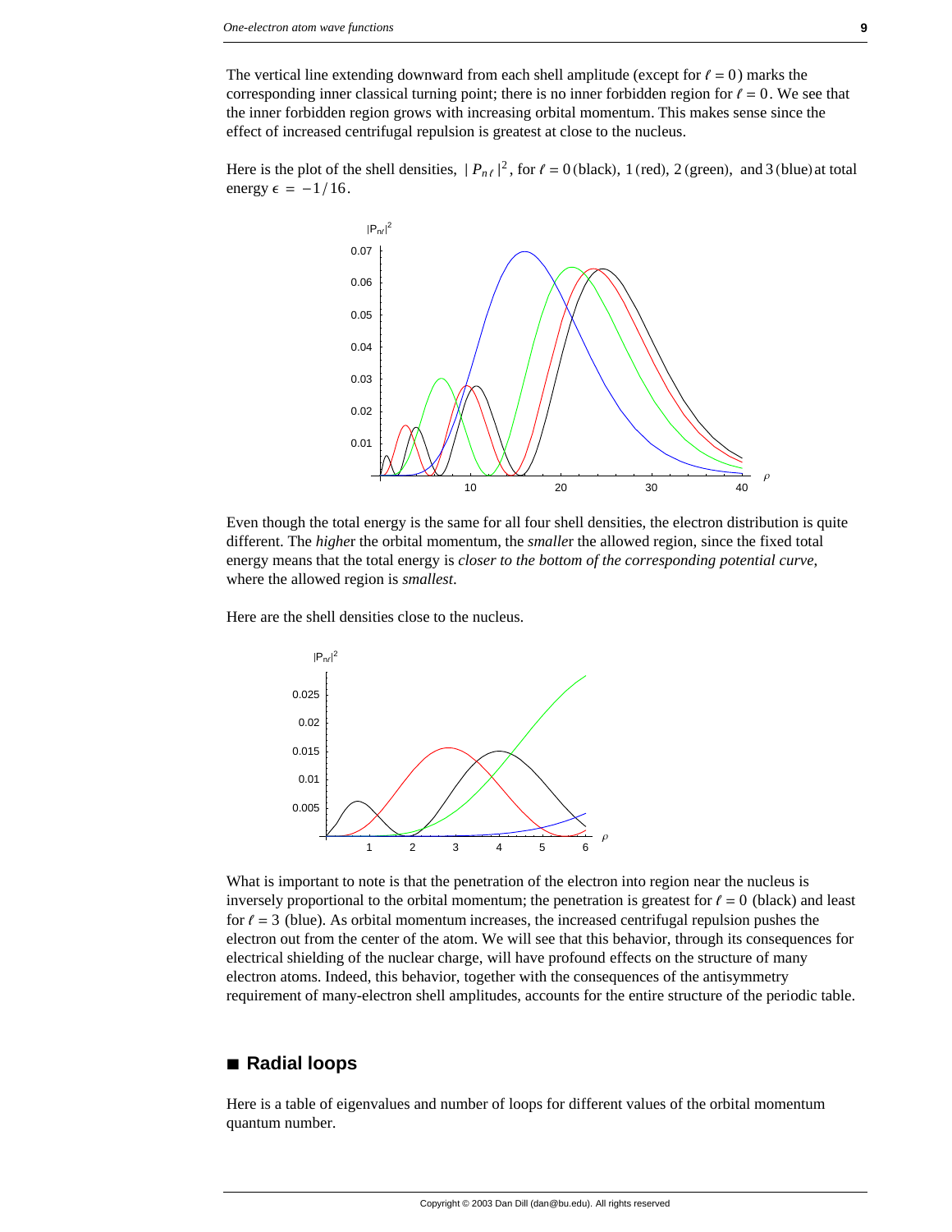The vertical line extending downward from each shell amplitude (except for $\ell = 0$) marks the corresponding inner classical turning point; there is no inner forbidden region for $\ell = 0$. We see that the inner forbidden region grows with increasing orbital momentum. This makes sense since the effect of increased centrifugal repulsion is greatest at close to the nucleus.

Here is the plot of the shell densities, $|P_{n\ell}|^2$, for $\ell = 0$ (black), 1 (red), 2 (green), and 3 (blue) at total energy $\epsilon = -1/16$.

Even though the total energy is the same for all four shell densities, the electron distribution is quite different. The *highe*r the orbital momentum, the *smalle*r the allowed region, since the fixed total energy means that the total energy is *closer to the bottom of the corresponding potential curve*, where the allowed region is *smallest*.

Here are the shell densities close to the nucleus.

What is important to note is that the penetration of the electron into region near the nucleus is inversely proportional to the orbital momentum; the penetration is greatest for $\ell = 0$ (black) and least for $\ell = 3$ (blue). As orbital momentum increases, the increased centrifugal repulsion pushes the electron out from the center of the atom. We will see that this behavior, through its consequences for electrical shielding of the nuclear charge, will have profound effects on the structure of many electron atoms. Indeed, this behavior, together with the consequences of the antisymmetry requirement of many-electron shell amplitudes, accounts for the entire structure of the periodic table.

## ■ Radial loops

Here is a table of eigenvalues and number of loops for different values of the orbital momentum quantum number.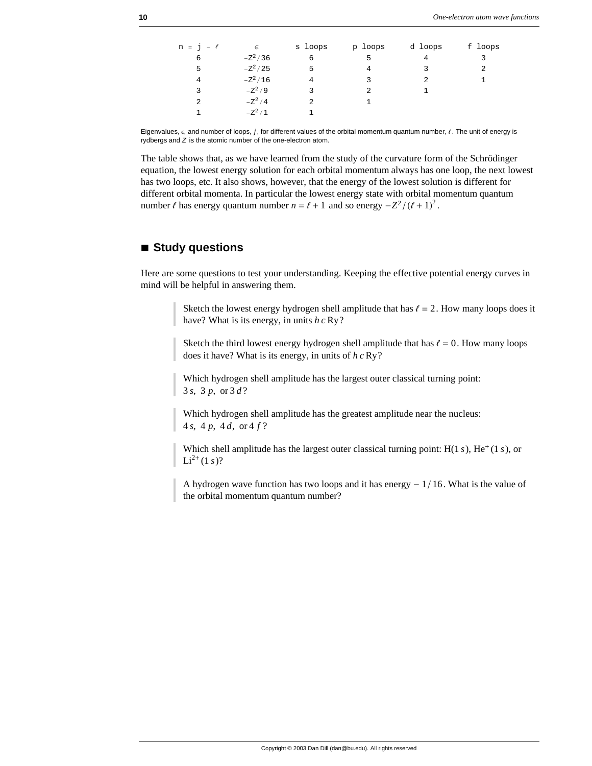| $n = j - \ell$ | $\epsilon$ | s loops | p loops | d loops | f loops |
|---|---|---|---|---|---|
| 6 | $-Z^2/36$ | 6 | 5 | 4 | 3 |
| 5 | $-Z^2/25$ | 5 | 4 | 3 | 2 |
| 4 | $-Z^2/16$ | 4 | 3 | 2 | 1 |
| 3 | $-Z^2/9$ | 3 | 2 | 1 | |
| 2 | $-Z^2/4$ | 2 | 1 | | |
| 1 | $-Z^2/1$ | 1 | | | |

Eigenvalues, $\epsilon$, and number of loops, $j$, for different values of the orbital momentum quantum number, $\ell$. The unit of energy is rydbergs and $Z$ is the atomic number of the one-electron atom.

The table shows that, as we have learned from the study of the curvature form of the Schrödinger equation, the lowest energy solution for each orbital momentum always has one loop, the next lowest has two loops, etc. It also shows, however, that the energy of the lowest solution is different for different orbital momenta. In particular the lowest energy state with orbital momentum quantum number $\ell$ has energy quantum number $n = \ell + 1$ and so energy $-Z^2/(\ell + 1)^2$.

## ■ Study questions

Here are some questions to test your understanding. Keeping the effective potential energy curves in mind will be helpful in answering them.

> Sketch the lowest energy hydrogen shell amplitude that has $\ell = 2$. How many loops does it have? What is its energy, in units $h\,c\,\text{Ry}$?

> Sketch the third lowest energy hydrogen shell amplitude that has $\ell = 0$. How many loops does it have? What is its energy, in units of $h\,c\,\text{Ry}$?

> Which hydrogen shell amplitude has the largest outer classical turning point: $3\,s$, $3\,p$, or $3\,d$?

> Which hydrogen shell amplitude has the greatest amplitude near the nucleus: $4\,s$, $4\,p$, $4\,d$, or $4\,f$?

> Which shell amplitude has the largest outer classical turning point: $H(1\,s)$, $He^{+}(1\,s)$, or $Li^{2+}(1\,s)$?

> A hydrogen wave function has two loops and it has energy $-1/16$. What is the value of the orbital momentum quantum number?